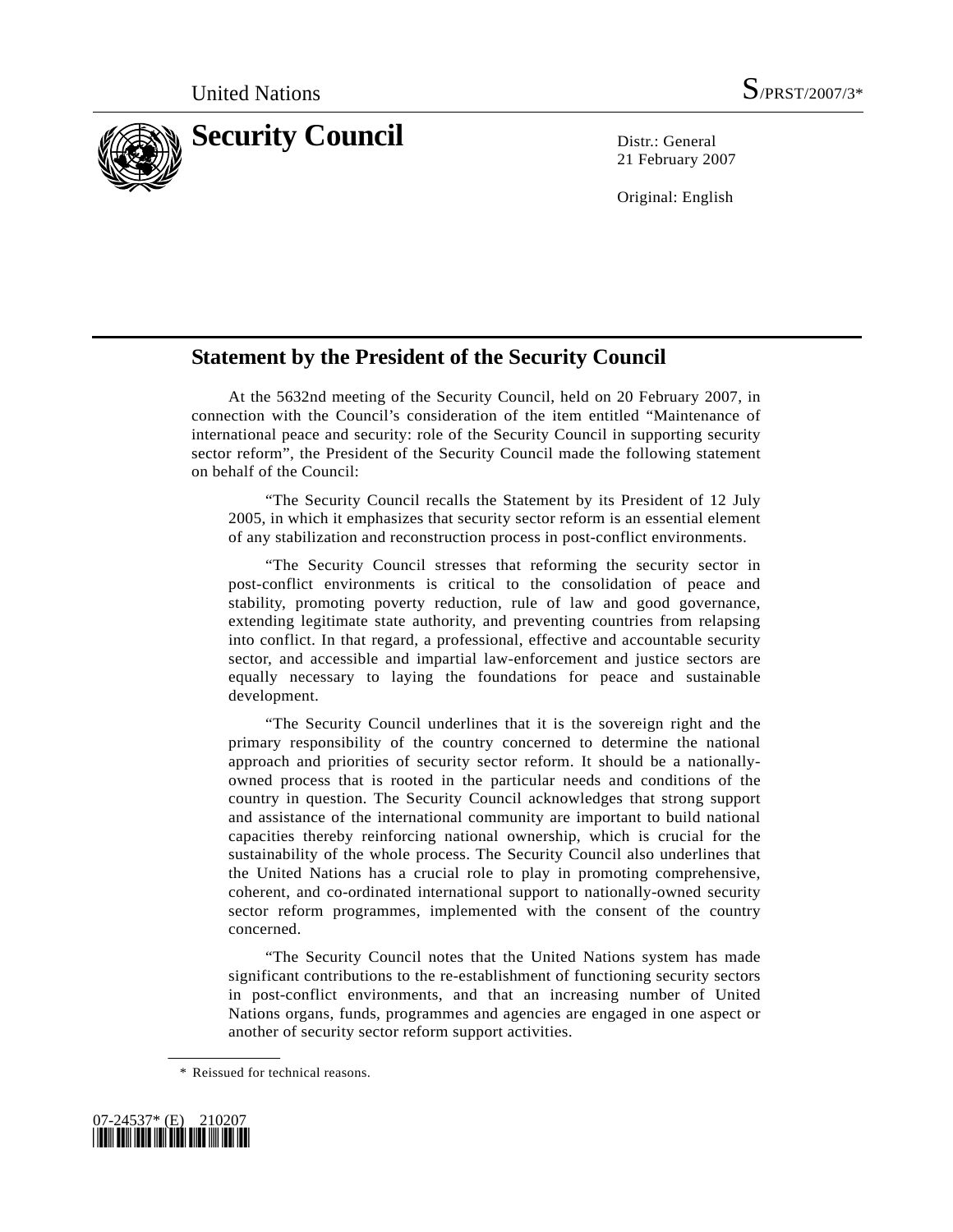United Nations S/PRST/2007/3*

# Security Council

Distr.: General
21 February 2007

Original: English

## Statement by the President of the Security Council

At the 5632nd meeting of the Security Council, held on 20 February 2007, in connection with the Council's consideration of the item entitled "Maintenance of international peace and security: role of the Security Council in supporting security sector reform", the President of the Security Council made the following statement on behalf of the Council:

"The Security Council recalls the Statement by its President of 12 July 2005, in which it emphasizes that security sector reform is an essential element of any stabilization and reconstruction process in post-conflict environments.

"The Security Council stresses that reforming the security sector in post-conflict environments is critical to the consolidation of peace and stability, promoting poverty reduction, rule of law and good governance, extending legitimate state authority, and preventing countries from relapsing into conflict. In that regard, a professional, effective and accountable security sector, and accessible and impartial law-enforcement and justice sectors are equally necessary to laying the foundations for peace and sustainable development.

"The Security Council underlines that it is the sovereign right and the primary responsibility of the country concerned to determine the national approach and priorities of security sector reform. It should be a nationally-owned process that is rooted in the particular needs and conditions of the country in question. The Security Council acknowledges that strong support and assistance of the international community are important to build national capacities thereby reinforcing national ownership, which is crucial for the sustainability of the whole process. The Security Council also underlines that the United Nations has a crucial role to play in promoting comprehensive, coherent, and co-ordinated international support to nationally-owned security sector reform programmes, implemented with the consent of the country concerned.

"The Security Council notes that the United Nations system has made significant contributions to the re-establishment of functioning security sectors in post-conflict environments, and that an increasing number of United Nations organs, funds, programmes and agencies are engaged in one aspect or another of security sector reform support activities.

\* Reissued for technical reasons.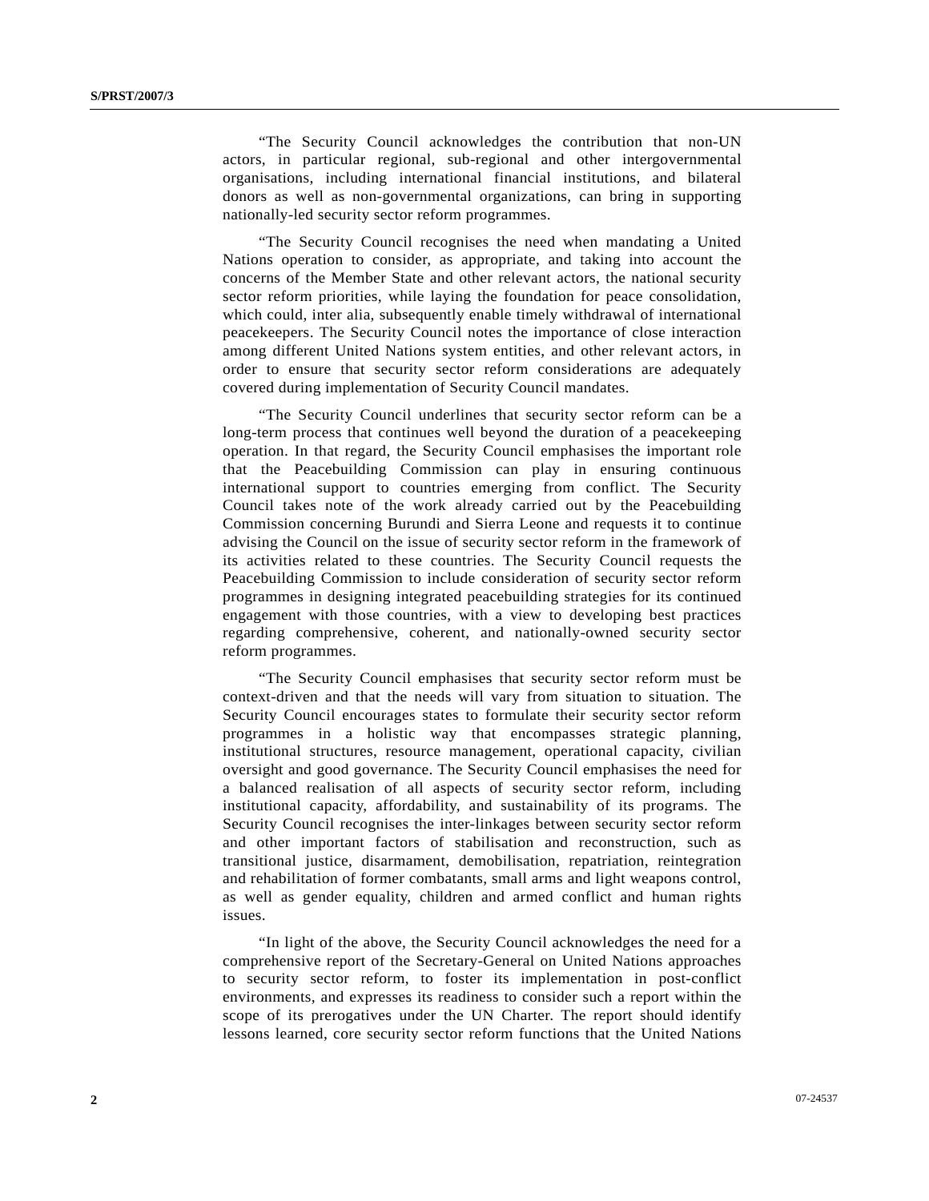"The Security Council acknowledges the contribution that non-UN actors, in particular regional, sub-regional and other intergovernmental organisations, including international financial institutions, and bilateral donors as well as non-governmental organizations, can bring in supporting nationally-led security sector reform programmes.

"The Security Council recognises the need when mandating a United Nations operation to consider, as appropriate, and taking into account the concerns of the Member State and other relevant actors, the national security sector reform priorities, while laying the foundation for peace consolidation, which could, inter alia, subsequently enable timely withdrawal of international peacekeepers. The Security Council notes the importance of close interaction among different United Nations system entities, and other relevant actors, in order to ensure that security sector reform considerations are adequately covered during implementation of Security Council mandates.

"The Security Council underlines that security sector reform can be a long-term process that continues well beyond the duration of a peacekeeping operation. In that regard, the Security Council emphasises the important role that the Peacebuilding Commission can play in ensuring continuous international support to countries emerging from conflict. The Security Council takes note of the work already carried out by the Peacebuilding Commission concerning Burundi and Sierra Leone and requests it to continue advising the Council on the issue of security sector reform in the framework of its activities related to these countries. The Security Council requests the Peacebuilding Commission to include consideration of security sector reform programmes in designing integrated peacebuilding strategies for its continued engagement with those countries, with a view to developing best practices regarding comprehensive, coherent, and nationally-owned security sector reform programmes.

"The Security Council emphasises that security sector reform must be context-driven and that the needs will vary from situation to situation. The Security Council encourages states to formulate their security sector reform programmes in a holistic way that encompasses strategic planning, institutional structures, resource management, operational capacity, civilian oversight and good governance. The Security Council emphasises the need for a balanced realisation of all aspects of security sector reform, including institutional capacity, affordability, and sustainability of its programs. The Security Council recognises the inter-linkages between security sector reform and other important factors of stabilisation and reconstruction, such as transitional justice, disarmament, demobilisation, repatriation, reintegration and rehabilitation of former combatants, small arms and light weapons control, as well as gender equality, children and armed conflict and human rights issues.

"In light of the above, the Security Council acknowledges the need for a comprehensive report of the Secretary-General on United Nations approaches to security sector reform, to foster its implementation in post-conflict environments, and expresses its readiness to consider such a report within the scope of its prerogatives under the UN Charter. The report should identify lessons learned, core security sector reform functions that the United Nations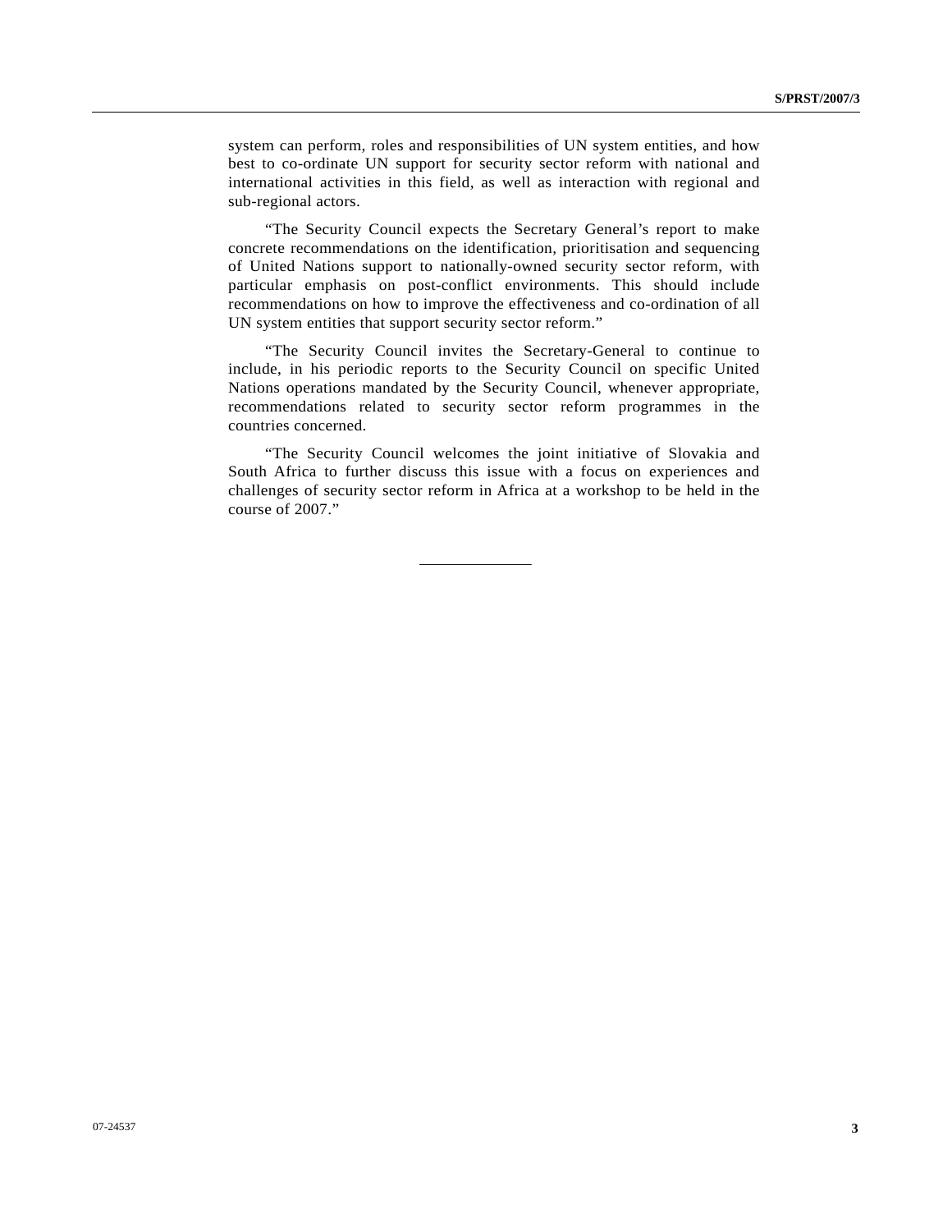system can perform, roles and responsibilities of UN system entities, and how best to co-ordinate UN support for security sector reform with national and international activities in this field, as well as interaction with regional and sub-regional actors.

"The Security Council expects the Secretary General's report to make concrete recommendations on the identification, prioritisation and sequencing of United Nations support to nationally-owned security sector reform, with particular emphasis on post-conflict environments. This should include recommendations on how to improve the effectiveness and co-ordination of all UN system entities that support security sector reform."

"The Security Council invites the Secretary-General to continue to include, in his periodic reports to the Security Council on specific United Nations operations mandated by the Security Council, whenever appropriate, recommendations related to security sector reform programmes in the countries concerned.

"The Security Council welcomes the joint initiative of Slovakia and South Africa to further discuss this issue with a focus on experiences and challenges of security sector reform in Africa at a workshop to be held in the course of 2007."